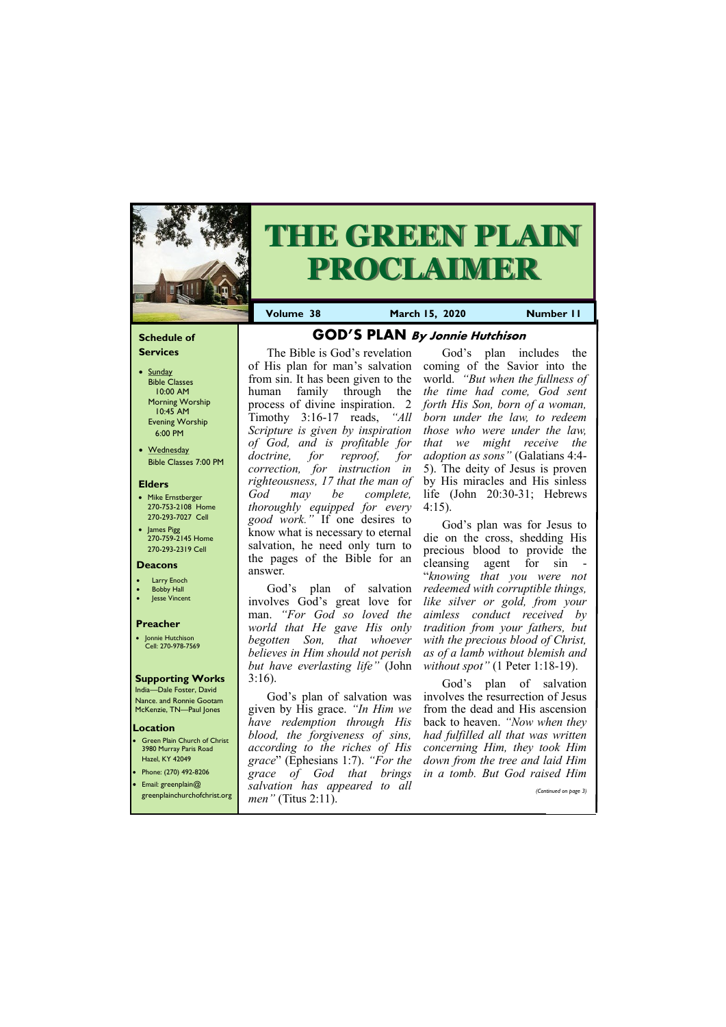# THE GREEN PLAIN PROCLAIMER

**Volume 38** | **March 15, 2020** | **Number 11**

## GOD'S PLAN *By Jonnie Hutchison*

The Bible is God's revelation of His plan for man's salvation from sin. It has been given to the human family through the process of divine inspiration. 2 Timothy 3:16-17 reads, *"All Scripture is given by inspiration of God, and is profitable for doctrine, for reproof, for correction, for instruction in righteousness, 17 that the man of God may be complete, thoroughly equipped for every good work."* If one desires to know what is necessary to eternal salvation, he need only turn to the pages of the Bible for an answer.

God's plan of salvation involves God's great love for man. *"For God so loved the world that He gave His only begotten Son, that whoever believes in Him should not perish but have everlasting life"* (John 3:16).

God's plan of salvation was given by His grace. *"In Him we have redemption through His blood, the forgiveness of sins, according to the riches of His grace*" (Ephesians 1:7). *"For the grace of God that brings salvation has appeared to all men"* (Titus 2:11).

God's plan includes the coming of the Savior into the world. *"But when the fullness of the time had come, God sent forth His Son, born of a woman, born under the law, to redeem those who were under the law, that we might receive the adoption as sons"* (Galatians 4:4-5). The deity of Jesus is proven by His miracles and His sinless life (John 20:30-31; Hebrews 4:15).

God's plan was for Jesus to die on the cross, shedding His precious blood to provide the cleansing agent for sin - "*knowing that you were not redeemed with corruptible things, like silver or gold, from your aimless conduct received by tradition from your fathers, but with the precious blood of Christ, as of a lamb without blemish and without spot"* (1 Peter 1:18-19).

God's plan of salvation involves the resurrection of Jesus from the dead and His ascension back to heaven. *"Now when they had fulfilled all that was written concerning Him, they took Him down from the tree and laid Him in a tomb. But God raised Him*

*(Continued on page 3)*

---

### Schedule of Services

- Sunday
  Bible Classes 10:00 AM
  Morning Worship 10:45 AM
  Evening Worship 6:00 PM
- Wednesday
  Bible Classes 7:00 PM

### Elders

- Mike Ernstberger
  270-753-2108 Home
  270-293-7027 Cell
- James Pigg
  270-759-2145 Home
  270-293-2319 Cell

### Deacons

- Larry Enoch
- Bobby Hall
- Jesse Vincent

### Preacher

- Jonnie Hutchison
  Cell: 270-978-7569

### Supporting Works

India—Dale Foster, David Nance. and Ronnie Gootam
McKenzie, TN—Paul Jones

### Location

- Green Plain Church of Christ
  3980 Murray Paris Road
  Hazel, KY 42049
- Phone: (270) 492-8206
- Email: greenplain@greenplainchurchofchrist.org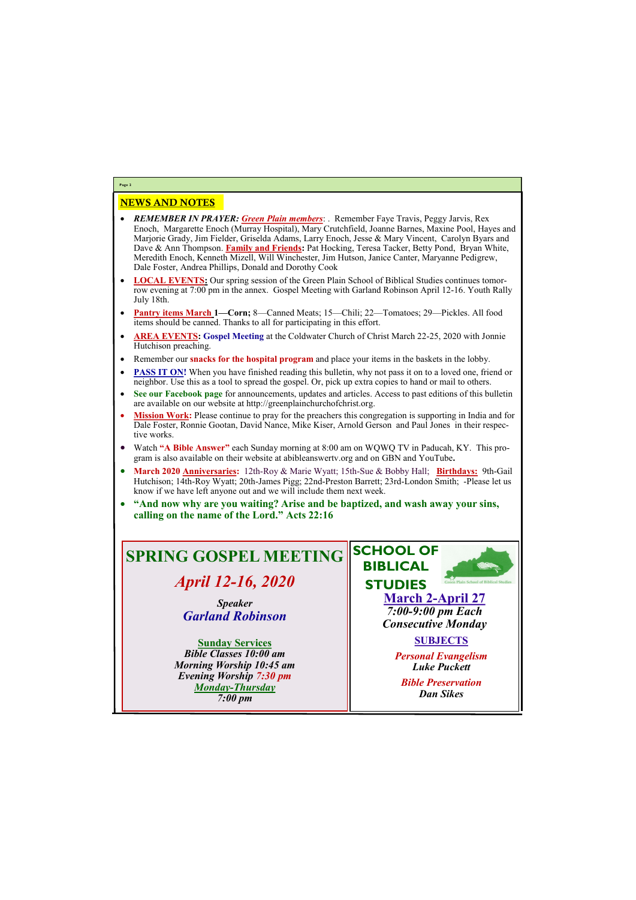## NEWS AND NOTES

- ***REMEMBER IN PRAYER:*** ***Green Plain members***: . Remember Faye Travis, Peggy Jarvis, Rex Enoch, Margarette Enoch (Murray Hospital), Mary Crutchfield, Joanne Barnes, Maxine Pool, Hayes and Marjorie Grady, Jim Fielder, Griselda Adams, Larry Enoch, Jesse & Mary Vincent, Carolyn Byars and Dave & Ann Thompson. **Family and Friends:** Pat Hocking, Teresa Tacker, Betty Pond, Bryan White, Meredith Enoch, Kenneth Mizell, Will Winchester, Jim Hutson, Janice Canter, Maryanne Pedigrew, Dale Foster, Andrea Phillips, Donald and Dorothy Cook
- **LOCAL EVENTS:** Our spring session of the Green Plain School of Biblical Studies continues tomorrow evening at 7:00 pm in the annex. Gospel Meeting with Garland Robinson April 12-16. Youth Rally July 18th.
- **Pantry items March 1—Corn;** 8—Canned Meats; 15—Chili; 22—Tomatoes; 29—Pickles. All food items should be canned. Thanks to all for participating in this effort.
- **AREA EVENTS: Gospel Meeting** at the Coldwater Church of Christ March 22-25, 2020 with Jonnie Hutchison preaching.
- Remember our **snacks for the hospital program** and place your items in the baskets in the lobby.
- **PASS IT ON!** When you have finished reading this bulletin, why not pass it on to a loved one, friend or neighbor. Use this as a tool to spread the gospel. Or, pick up extra copies to hand or mail to others.
- **See our Facebook page** for announcements, updates and articles. Access to past editions of this bulletin are available on our website at http://greenplainchurchofchrist.org.
- **Mission Work:** Please continue to pray for the preachers this congregation is supporting in India and for Dale Foster, Ronnie Gootan, David Nance, Mike Kiser, Arnold Gerson and Paul Jones in their respective works.
- Watch **"A Bible Answer"** each Sunday morning at 8:00 am on WQWQ TV in Paducah, KY. This program is also available on their website at abibleanswertv.org and on GBN and YouTube**.**
- **March 2020 Anniversaries:** 12th-Roy & Marie Wyatt; 15th-Sue & Bobby Hall; **Birthdays:** 9th-Gail Hutchison; 14th-Roy Wyatt; 20th-James Pigg; 22nd-Preston Barrett; 23rd-London Smith; -Please let us know if we have left anyone out and we will include them next week.
- **"And now why are you waiting? Arise and be baptized, and wash away your sins, calling on the name of the Lord." Acts 22:16**

## SPRING GOSPEL MEETING

***April 12-16, 2020***

***Speaker***
***Garland Robinson***

**Sunday Services**
***Bible Classes 10:00 am***
***Morning Worship 10:45 am***
***Evening Worship 7:30 pm***
***Monday-Thursday***
***7:00 pm***

## SCHOOL OF BIBLICAL STUDIES

Green Plain School of Biblical Studies

**March 2-April 27**
***7:00-9:00 pm Each Consecutive Monday***

**SUBJECTS**

***Personal Evangelism***
***Luke Puckett***

***Bible Preservation***
***Dan Sikes***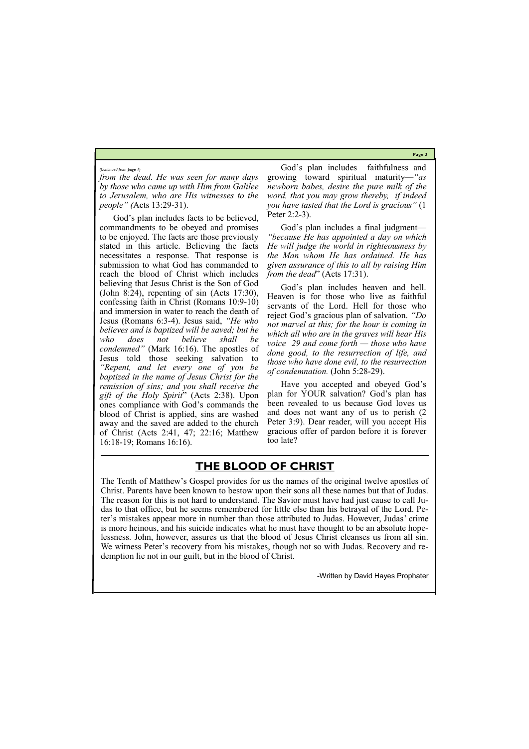*(Continued from page 1)*

*from the dead. He was seen for many days by those who came up with Him from Galilee to Jerusalem, who are His witnesses to the people" (*Acts 13:29-31).

God's plan includes facts to be believed, commandments to be obeyed and promises to be enjoyed. The facts are those previously stated in this article. Believing the facts necessitates a response. That response is submission to what God has commanded to reach the blood of Christ which includes believing that Jesus Christ is the Son of God (John 8:24), repenting of sin (Acts 17:30), confessing faith in Christ (Romans 10:9-10) and immersion in water to reach the death of Jesus (Romans 6:3-4). Jesus said, *"He who believes and is baptized will be saved; but he who does not believe shall be condemned"* (Mark 16:16). The apostles of Jesus told those seeking salvation to *"Repent, and let every one of you be baptized in the name of Jesus Christ for the remission of sins; and you shall receive the gift of the Holy Spirit*" (Acts 2:38). Upon ones compliance with God's commands the blood of Christ is applied, sins are washed away and the saved are added to the church of Christ (Acts 2:41, 47; 22:16; Matthew 16:18-19; Romans 16:16).

God's plan includes faithfulness and growing toward spiritual maturity—*"as newborn babes, desire the pure milk of the word, that you may grow thereby, if indeed you have tasted that the Lord is gracious"* (1 Peter 2:2-3).

God's plan includes a final judgment—*"because He has appointed a day on which He will judge the world in righteousness by the Man whom He has ordained. He has given assurance of this to all by raising Him from the dead*" (Acts 17:31).

God's plan includes heaven and hell. Heaven is for those who live as faithful servants of the Lord. Hell for those who reject God's gracious plan of salvation. *"Do not marvel at this; for the hour is coming in which all who are in the graves will hear His voice 29 and come forth — those who have done good, to the resurrection of life, and those who have done evil, to the resurrection of condemnation.* (John 5:28-29).

Have you accepted and obeyed God's plan for YOUR salvation? God's plan has been revealed to us because God loves us and does not want any of us to perish (2 Peter 3:9). Dear reader, will you accept His gracious offer of pardon before it is forever too late?

## THE BLOOD OF CHRIST

The Tenth of Matthew's Gospel provides for us the names of the original twelve apostles of Christ. Parents have been known to bestow upon their sons all these names but that of Judas. The reason for this is not hard to understand. The Savior must have had just cause to call Judas to that office, but he seems remembered for little else than his betrayal of the Lord. Peter's mistakes appear more in number than those attributed to Judas. However, Judas' crime is more heinous, and his suicide indicates what he must have thought to be an absolute hopelessness. John, however, assures us that the blood of Jesus Christ cleanses us from all sin. We witness Peter's recovery from his mistakes, though not so with Judas. Recovery and redemption lie not in our guilt, but in the blood of Christ.

-Written by David Hayes Prophater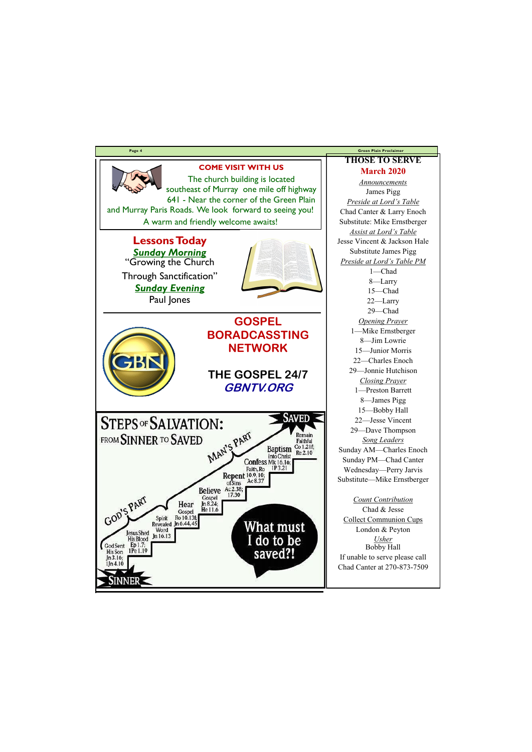## COME VISIT WITH US

The church building is located southeast of Murray one mile off highway 641 - Near the corner of the Green Plain and Murray Paris Roads. We look forward to seeing you! A warm and friendly welcome awaits!

## Lessons Today

***Sunday Morning***

"Growing the Church Through Sanctification"

***Sunday Evening***

Paul Jones

## GOSPEL BORADCASSTING NETWORK

**THE GOSPEL 24/7**

***GBNTV.ORG***

STEPS OF SALVATION: FROM SINNER TO SAVED

GOD'S PART

God Sent His Son Jn 3.16; 1Jn 4.10

Jesus Shed His Blood Ep 1.7; 1Pe 1.19

Spirit Revealed Word Jn 16.13

MAN'S PART

Hear Gospel Ro 10.13f; Jn 6.44,45

Believe Gospel Jn 8.24; He 11.6

Repent of Sins Ac 2.38; 17.30

Confess Faith, Ro 10.9, 10; Mk 16.16; Ac 8.37

Baptism into Christ 1P 3.21

Remain Faithful Co 1.21f; Re 2.10

SAVED

SINNER

What must I do to be saved?!

## THOSE TO SERVE
## March 2020

*Announcements*
James Pigg

*Preside at Lord's Table*
Chad Canter & Larry Enoch
Substitute: Mike Ernstberger

*Assist at Lord's Table*
Jesse Vincent & Jackson Hale
Substitute James Pigg

*Preside at Lord's Table PM*
1—Chad
8—Larry
15—Chad
22—Larry
29—Chad

*Opening Prayer*
1—Mike Ernstberger
8—Jim Lowrie
15—Junior Morris
22—Charles Enoch
29—Jonnie Hutchison

*Closing Prayer*
1—Preston Barrett
8—James Pigg
15—Bobby Hall
22—Jesse Vincent
29—Dave Thompson

*Song Leaders*
Sunday AM—Charles Enoch
Sunday PM—Chad Canter
Wednesday—Perry Jarvis
Substitute—Mike Ernstberger

*Count Contribution*
Chad & Jesse

*Collect Communion Cups*
London & Peyton

*Usher*
Bobby Hall

If unable to serve please call Chad Canter at 270-873-7509